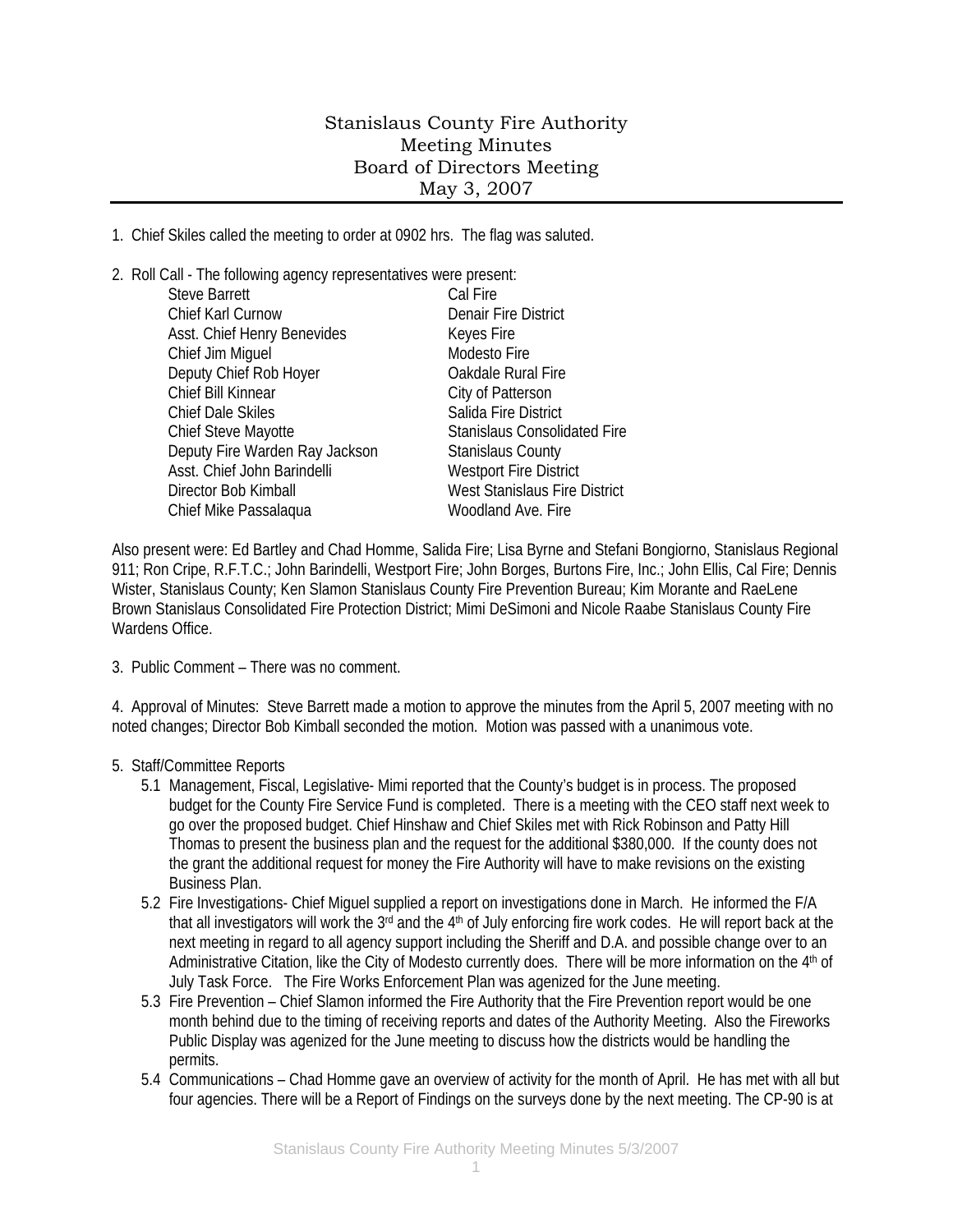# Stanislaus County Fire Authority
## Meeting Minutes
## Board of Directors Meeting
## May 3, 2007

1. Chief Skiles called the meeting to order at 0902 hrs. The flag was saluted.

2. Roll Call - The following agency representatives were present:

| | |
|---|---|
| Steve Barrett | Cal Fire |
| Chief Karl Curnow | Denair Fire District |
| Asst. Chief Henry Benevides | Keyes Fire |
| Chief Jim Miguel | Modesto Fire |
| Deputy Chief Rob Hoyer | Oakdale Rural Fire |
| Chief Bill Kinnear | City of Patterson |
| Chief Dale Skiles | Salida Fire District |
| Chief Steve Mayotte | Stanislaus Consolidated Fire |
| Deputy Fire Warden Ray Jackson | Stanislaus County |
| Asst. Chief John Barindelli | Westport Fire District |
| Director Bob Kimball | West Stanislaus Fire District |
| Chief Mike Passalaqua | Woodland Ave. Fire |

Also present were: Ed Bartley and Chad Homme, Salida Fire; Lisa Byrne and Stefani Bongiorno, Stanislaus Regional 911; Ron Cripe, R.F.T.C.; John Barindelli, Westport Fire; John Borges, Burtons Fire, Inc.; John Ellis, Cal Fire; Dennis Wister, Stanislaus County; Ken Slamon Stanislaus County Fire Prevention Bureau; Kim Morante and RaeLene Brown Stanislaus Consolidated Fire Protection District; Mimi DeSimoni and Nicole Raabe Stanislaus County Fire Wardens Office.

3. Public Comment – There was no comment.

4. Approval of Minutes: Steve Barrett made a motion to approve the minutes from the April 5, 2007 meeting with no noted changes; Director Bob Kimball seconded the motion. Motion was passed with a unanimous vote.

5. Staff/Committee Reports
   - 5.1 Management, Fiscal, Legislative- Mimi reported that the County's budget is in process. The proposed budget for the County Fire Service Fund is completed. There is a meeting with the CEO staff next week to go over the proposed budget. Chief Hinshaw and Chief Skiles met with Rick Robinson and Patty Hill Thomas to present the business plan and the request for the additional $380,000. If the county does not the grant the additional request for money the Fire Authority will have to make revisions on the existing Business Plan.
   - 5.2 Fire Investigations- Chief Miguel supplied a report on investigations done in March. He informed the F/A that all investigators will work the 3rd and the 4th of July enforcing fire work codes. He will report back at the next meeting in regard to all agency support including the Sheriff and D.A. and possible change over to an Administrative Citation, like the City of Modesto currently does. There will be more information on the 4th of July Task Force. The Fire Works Enforcement Plan was agenized for the June meeting.
   - 5.3 Fire Prevention – Chief Slamon informed the Fire Authority that the Fire Prevention report would be one month behind due to the timing of receiving reports and dates of the Authority Meeting. Also the Fireworks Public Display was agenized for the June meeting to discuss how the districts would be handling the permits.
   - 5.4 Communications – Chad Homme gave an overview of activity for the month of April. He has met with all but four agencies. There will be a Report of Findings on the surveys done by the next meeting. The CP-90 is at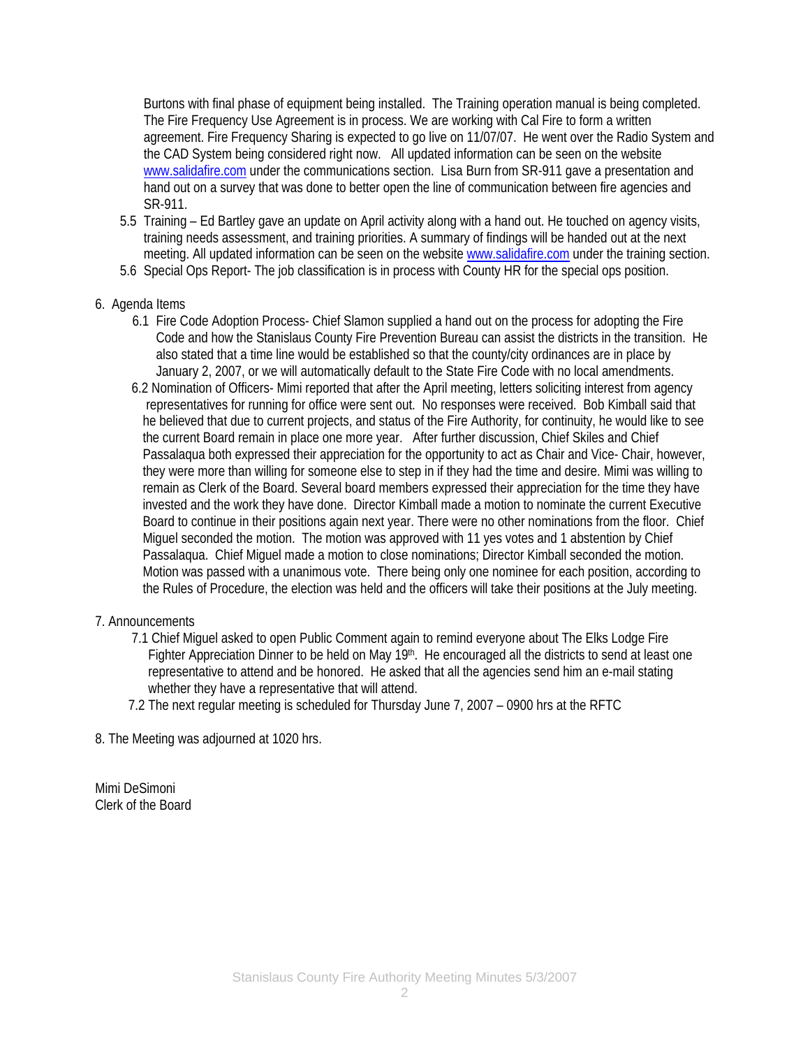Burtons with final phase of equipment being installed. The Training operation manual is being completed. The Fire Frequency Use Agreement is in process. We are working with Cal Fire to form a written agreement. Fire Frequency Sharing is expected to go live on 11/07/07. He went over the Radio System and the CAD System being considered right now. All updated information can be seen on the website www.salidafire.com under the communications section. Lisa Burn from SR-911 gave a presentation and hand out on a survey that was done to better open the line of communication between fire agencies and SR-911.

5.5 Training – Ed Bartley gave an update on April activity along with a hand out. He touched on agency visits, training needs assessment, and training priorities. A summary of findings will be handed out at the next meeting. All updated information can be seen on the website www.salidafire.com under the training section.

5.6 Special Ops Report- The job classification is in process with County HR for the special ops position.

6. Agenda Items

6.1 Fire Code Adoption Process- Chief Slamon supplied a hand out on the process for adopting the Fire Code and how the Stanislaus County Fire Prevention Bureau can assist the districts in the transition. He also stated that a time line would be established so that the county/city ordinances are in place by January 2, 2007, or we will automatically default to the State Fire Code with no local amendments.

6.2 Nomination of Officers- Mimi reported that after the April meeting, letters soliciting interest from agency representatives for running for office were sent out. No responses were received. Bob Kimball said that he believed that due to current projects, and status of the Fire Authority, for continuity, he would like to see the current Board remain in place one more year. After further discussion, Chief Skiles and Chief Passalaqua both expressed their appreciation for the opportunity to act as Chair and Vice- Chair, however, they were more than willing for someone else to step in if they had the time and desire. Mimi was willing to remain as Clerk of the Board. Several board members expressed their appreciation for the time they have invested and the work they have done. Director Kimball made a motion to nominate the current Executive Board to continue in their positions again next year. There were no other nominations from the floor. Chief Miguel seconded the motion. The motion was approved with 11 yes votes and 1 abstention by Chief Passalaqua. Chief Miguel made a motion to close nominations; Director Kimball seconded the motion. Motion was passed with a unanimous vote. There being only one nominee for each position, according to the Rules of Procedure, the election was held and the officers will take their positions at the July meeting.

7. Announcements

7.1 Chief Miguel asked to open Public Comment again to remind everyone about The Elks Lodge Fire Fighter Appreciation Dinner to be held on May 19th. He encouraged all the districts to send at least one representative to attend and be honored. He asked that all the agencies send him an e-mail stating whether they have a representative that will attend.

7.2 The next regular meeting is scheduled for Thursday June 7, 2007 – 0900 hrs at the RFTC

8. The Meeting was adjourned at 1020 hrs.

Mimi DeSimoni
Clerk of the Board